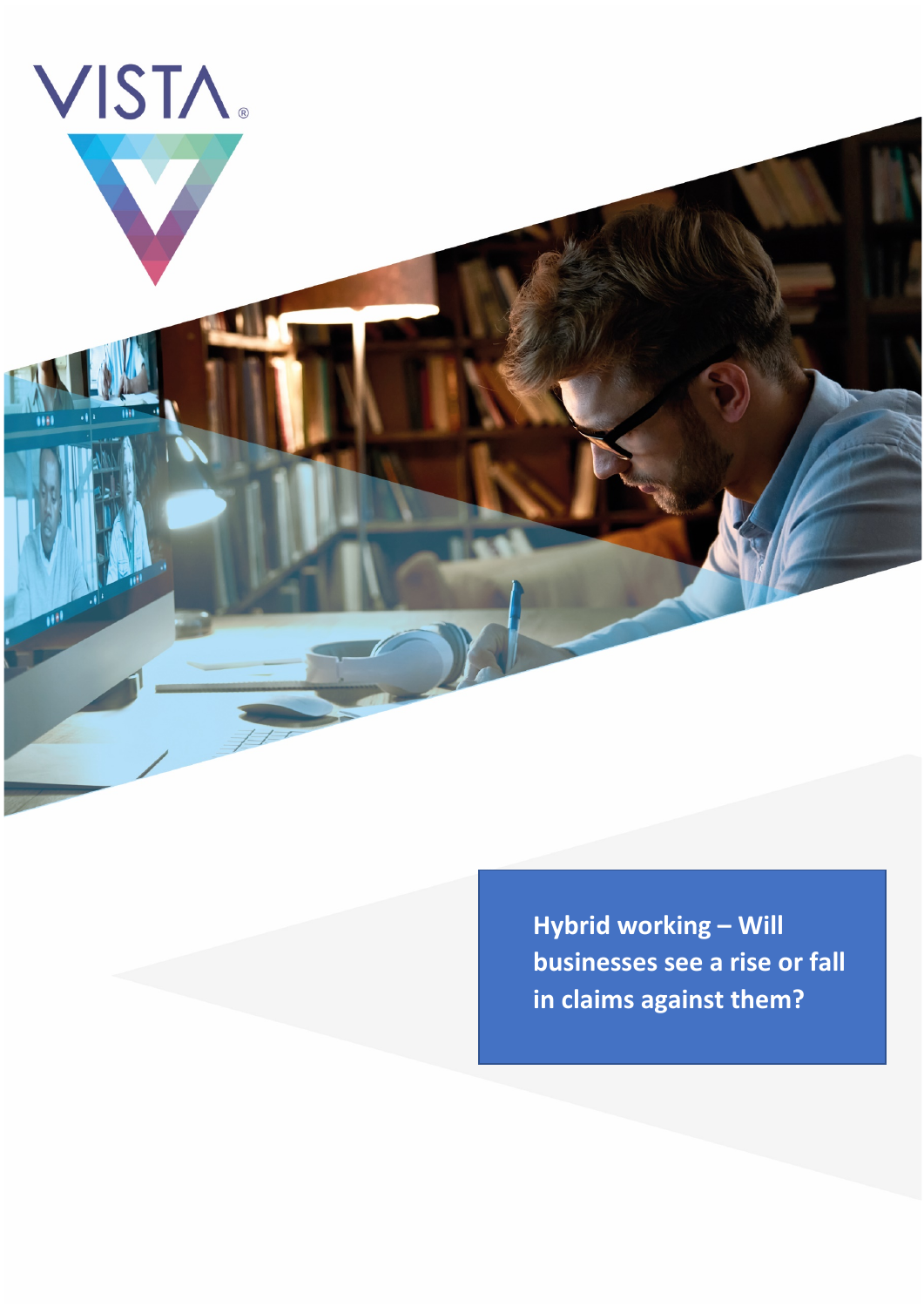VISTA®

# Hybrid working – Will businesses see a rise or fall in claims against them?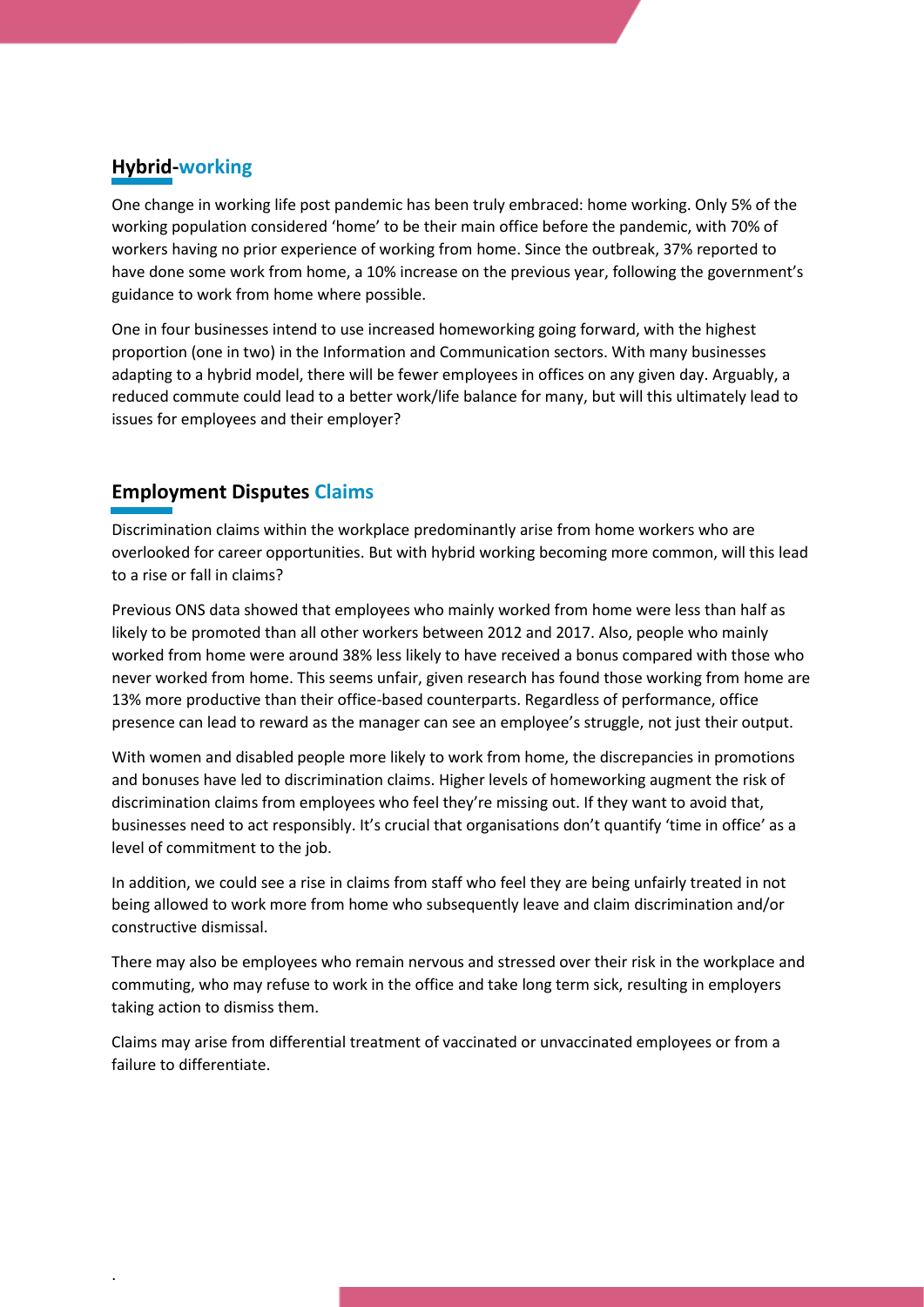## Hybrid-working

One change in working life post pandemic has been truly embraced: home working. Only 5% of the working population considered 'home' to be their main office before the pandemic, with 70% of workers having no prior experience of working from home. Since the outbreak, 37% reported to have done some work from home, a 10% increase on the previous year, following the government's guidance to work from home where possible.

One in four businesses intend to use increased homeworking going forward, with the highest proportion (one in two) in the Information and Communication sectors. With many businesses adapting to a hybrid model, there will be fewer employees in offices on any given day. Arguably, a reduced commute could lead to a better work/life balance for many, but will this ultimately lead to issues for employees and their employer?

## Employment Disputes Claims

Discrimination claims within the workplace predominantly arise from home workers who are overlooked for career opportunities. But with hybrid working becoming more common, will this lead to a rise or fall in claims?

Previous ONS data showed that employees who mainly worked from home were less than half as likely to be promoted than all other workers between 2012 and 2017. Also, people who mainly worked from home were around 38% less likely to have received a bonus compared with those who never worked from home. This seems unfair, given research has found those working from home are 13% more productive than their office-based counterparts. Regardless of performance, office presence can lead to reward as the manager can see an employee's struggle, not just their output.

With women and disabled people more likely to work from home, the discrepancies in promotions and bonuses have led to discrimination claims. Higher levels of homeworking augment the risk of discrimination claims from employees who feel they're missing out. If they want to avoid that, businesses need to act responsibly. It's crucial that organisations don't quantify 'time in office' as a level of commitment to the job.

In addition, we could see a rise in claims from staff who feel they are being unfairly treated in not being allowed to work more from home who subsequently leave and claim discrimination and/or constructive dismissal.

There may also be employees who remain nervous and stressed over their risk in the workplace and commuting, who may refuse to work in the office and take long term sick, resulting in employers taking action to dismiss them.

Claims may arise from differential treatment of vaccinated or unvaccinated employees or from a failure to differentiate.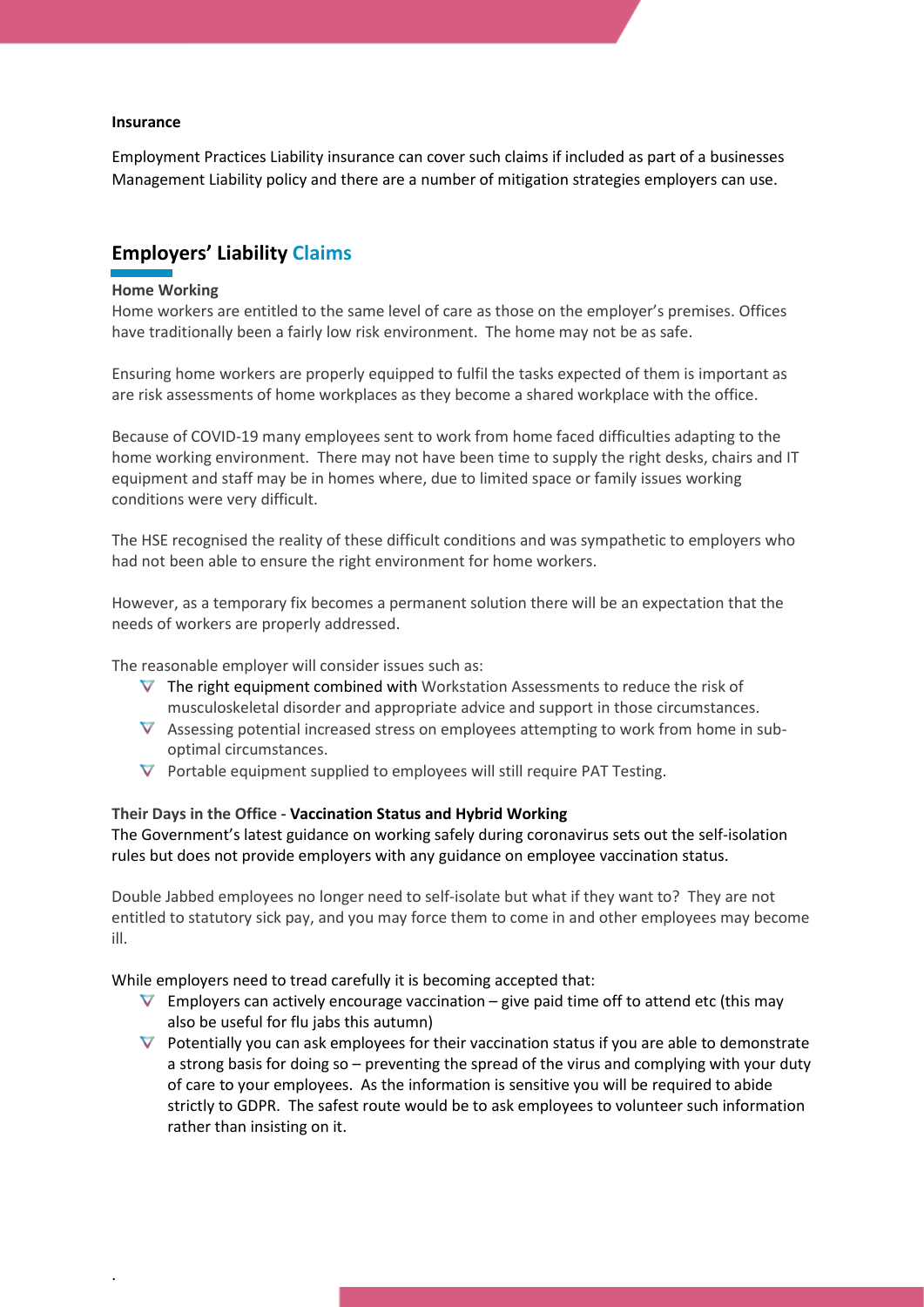**Insurance**

Employment Practices Liability insurance can cover such claims if included as part of a businesses Management Liability policy and there are a number of mitigation strategies employers can use.

## Employers' Liability Claims

**Home Working**

Home workers are entitled to the same level of care as those on the employer's premises. Offices have traditionally been a fairly low risk environment. The home may not be as safe.

Ensuring home workers are properly equipped to fulfil the tasks expected of them is important as are risk assessments of home workplaces as they become a shared workplace with the office.

Because of COVID-19 many employees sent to work from home faced difficulties adapting to the home working environment. There may not have been time to supply the right desks, chairs and IT equipment and staff may be in homes where, due to limited space or family issues working conditions were very difficult.

The HSE recognised the reality of these difficult conditions and was sympathetic to employers who had not been able to ensure the right environment for home workers.

However, as a temporary fix becomes a permanent solution there will be an expectation that the needs of workers are properly addressed.

The reasonable employer will consider issues such as:

- The right equipment combined with Workstation Assessments to reduce the risk of musculoskeletal disorder and appropriate advice and support in those circumstances.
- Assessing potential increased stress on employees attempting to work from home in sub-optimal circumstances.
- Portable equipment supplied to employees will still require PAT Testing.

**Their Days in the Office - Vaccination Status and Hybrid Working**

The Government's latest guidance on working safely during coronavirus sets out the self-isolation rules but does not provide employers with any guidance on employee vaccination status.

Double Jabbed employees no longer need to self-isolate but what if they want to? They are not entitled to statutory sick pay, and you may force them to come in and other employees may become ill.

While employers need to tread carefully it is becoming accepted that:

- Employers can actively encourage vaccination – give paid time off to attend etc (this may also be useful for flu jabs this autumn)
- Potentially you can ask employees for their vaccination status if you are able to demonstrate a strong basis for doing so – preventing the spread of the virus and complying with your duty of care to your employees. As the information is sensitive you will be required to abide strictly to GDPR. The safest route would be to ask employees to volunteer such information rather than insisting on it.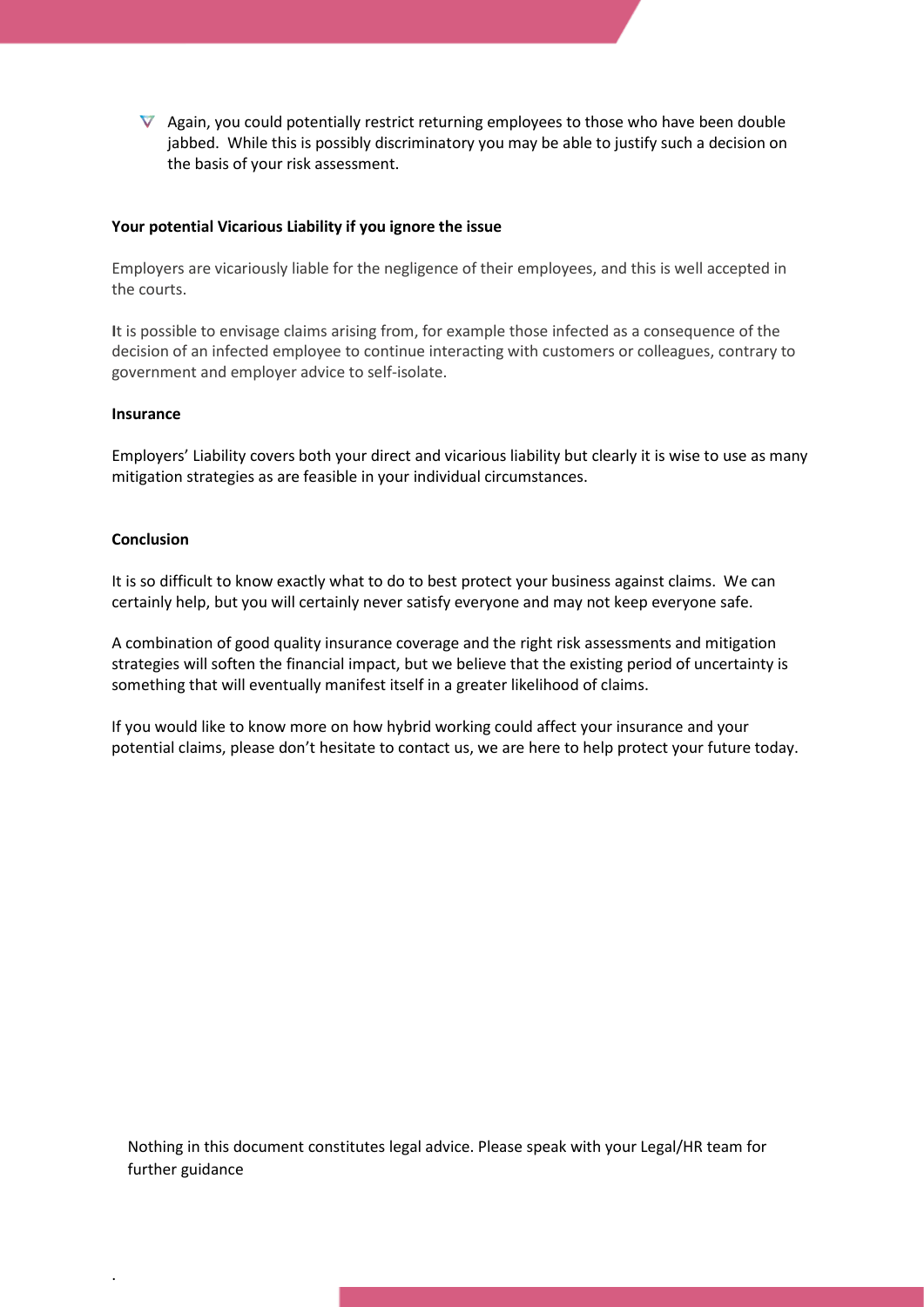- Again, you could potentially restrict returning employees to those who have been double jabbed. While this is possibly discriminatory you may be able to justify such a decision on the basis of your risk assessment.

**Your potential Vicarious Liability if you ignore the issue**

Employers are vicariously liable for the negligence of their employees, and this is well accepted in the courts.

It is possible to envisage claims arising from, for example those infected as a consequence of the decision of an infected employee to continue interacting with customers or colleagues, contrary to government and employer advice to self-isolate.

**Insurance**

Employers' Liability covers both your direct and vicarious liability but clearly it is wise to use as many mitigation strategies as are feasible in your individual circumstances.

**Conclusion**

It is so difficult to know exactly what to do to best protect your business against claims. We can certainly help, but you will certainly never satisfy everyone and may not keep everyone safe.

A combination of good quality insurance coverage and the right risk assessments and mitigation strategies will soften the financial impact, but we believe that the existing period of uncertainty is something that will eventually manifest itself in a greater likelihood of claims.

If you would like to know more on how hybrid working could affect your insurance and your potential claims, please don't hesitate to contact us, we are here to help protect your future today.

Nothing in this document constitutes legal advice. Please speak with your Legal/HR team for further guidance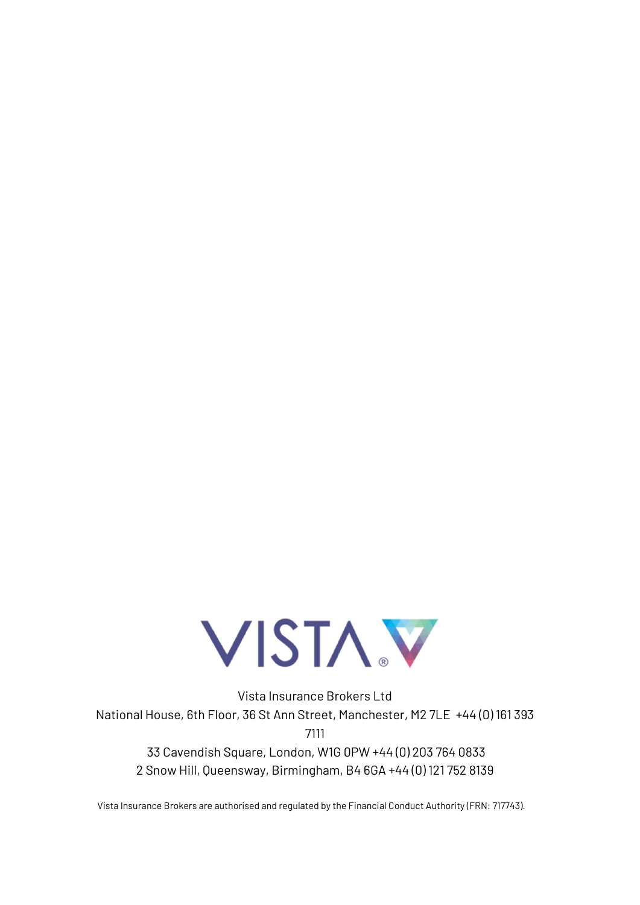VISTA®

Vista Insurance Brokers Ltd

National House, 6th Floor, 36 St Ann Street, Manchester, M2 7LE  +44 (0) 161 393 7111

33 Cavendish Square, London, W1G 0PW +44 (0) 203 764 0833

2 Snow Hill, Queensway, Birmingham, B4 6GA +44 (0) 121 752 8139

Vista Insurance Brokers are authorised and regulated by the Financial Conduct Authority (FRN: 717743).